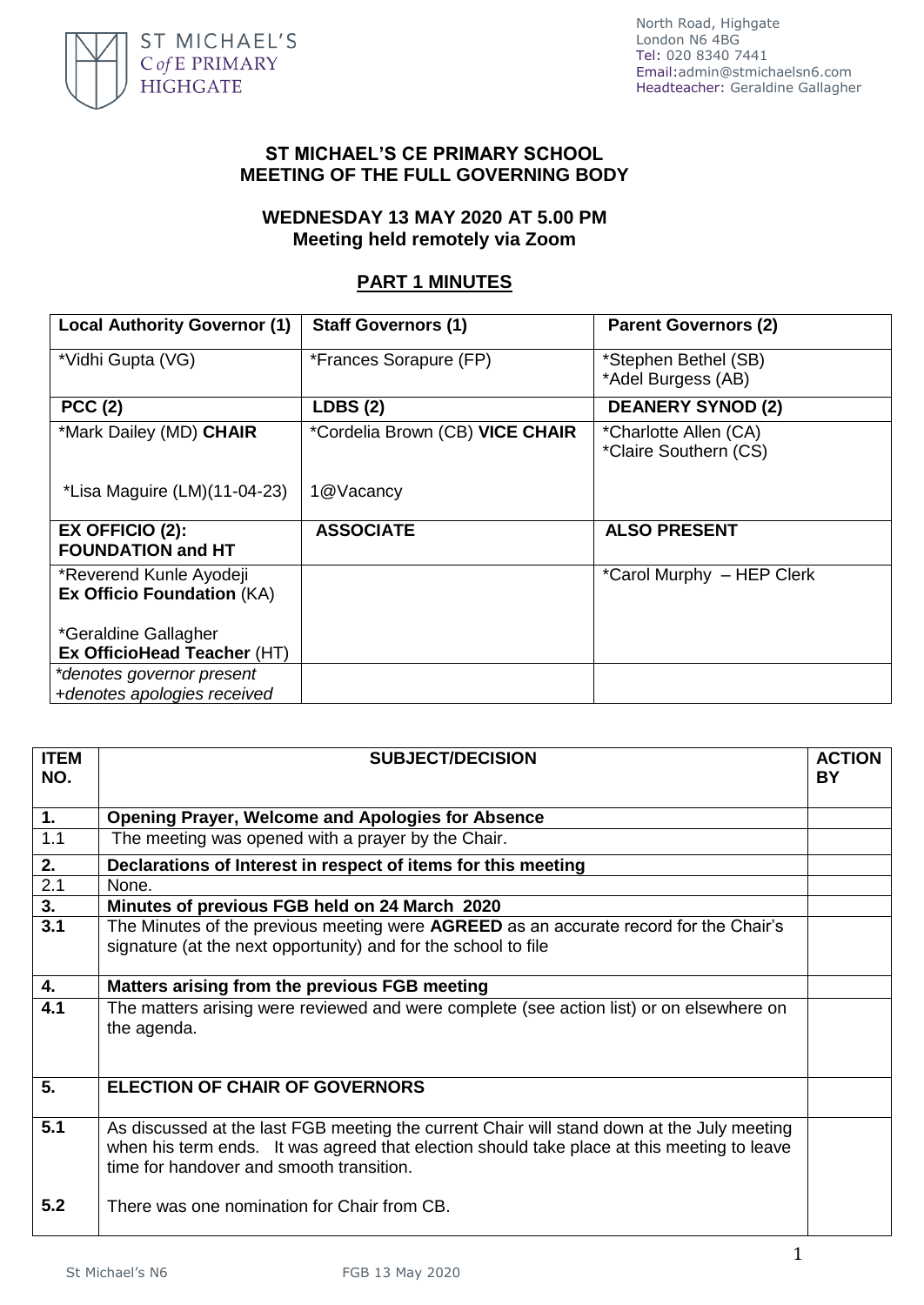ST MICHAEL'S C of E PRIMARY HIGHGATE

North Road, Highgate
London N6 4BG
Tel: 020 8340 7441
Email:admin@stmichaelsn6.com
Headteacher: Geraldine Gallagher

## ST MICHAEL'S CE PRIMARY SCHOOL
## MEETING OF THE FULL GOVERNING BODY

### WEDNESDAY 13 MAY 2020 AT 5.00 PM
### Meeting held remotely via Zoom

### PART 1 MINUTES

| Local Authority Governor (1) | Staff Governors (1) | Parent Governors (2) |
|---|---|---|
| *Vidhi Gupta (VG) | *Frances Sorapure (FP) | *Stephen Bethel (SB)<br>*Adel Burgess (AB) |
| **PCC (2)** | **LDBS (2)** | **DEANERY SYNOD (2)** |
| *Mark Dailey (MD) **CHAIR**<br><br>*Lisa Maguire (LM)(11-04-23) | *Cordelia Brown (CB) **VICE CHAIR**<br><br>1@Vacancy | *Charlotte Allen (CA)<br>*Claire Southern (CS) |
| **EX OFFICIO (2): FOUNDATION and HT** | **ASSOCIATE** | **ALSO PRESENT** |
| *Reverend Kunle Ayodeji **Ex Officio Foundation** (KA)<br><br>*Geraldine Gallagher **Ex OfficioHead Teacher** (HT) | | *Carol Murphy – HEP Clerk |
| *\*denotes governor present<br>+denotes apologies received* | | |

| ITEM NO. | SUBJECT/DECISION | ACTION BY |
|---|---|---|
| **1.** | **Opening Prayer, Welcome and Apologies for Absence** | |
| 1.1 | The meeting was opened with a prayer by the Chair. | |
| **2.** | **Declarations of Interest in respect of items for this meeting** | |
| 2.1 | None. | |
| **3.** | **Minutes of previous FGB held on 24 March 2020** | |
| **3.1** | The Minutes of the previous meeting were **AGREED** as an accurate record for the Chair's signature (at the next opportunity) and for the school to file | |
| **4.** | **Matters arising from the previous FGB meeting** | |
| **4.1** | The matters arising were reviewed and were complete (see action list) or on elsewhere on the agenda. | |
| **5.** | **ELECTION OF CHAIR OF GOVERNORS** | |
| **5.1**<br><br>**5.2** | As discussed at the last FGB meeting the current Chair will stand down at the July meeting when his term ends. It was agreed that election should take place at this meeting to leave time for handover and smooth transition.<br><br>There was one nomination for Chair from CB. | |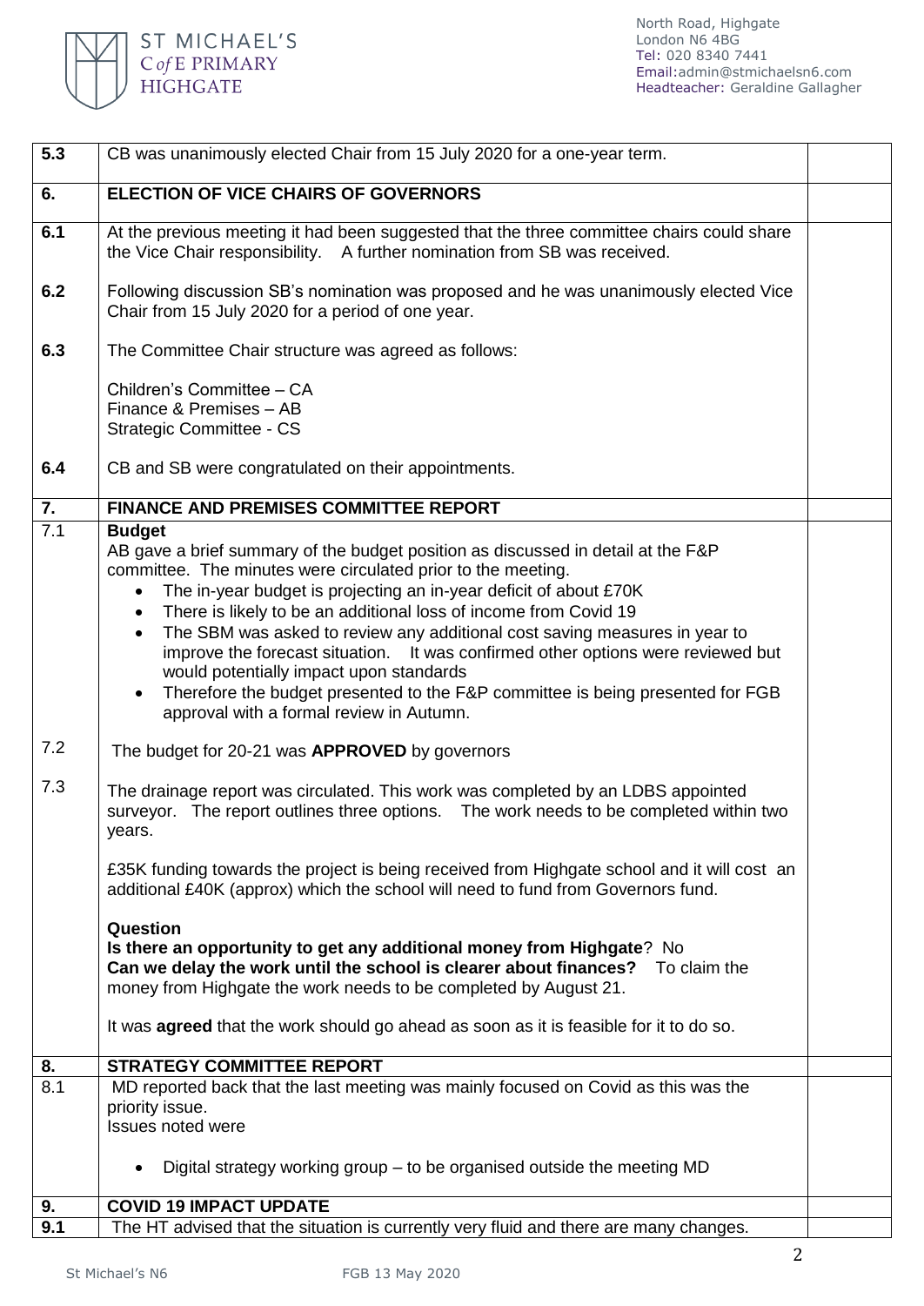| 5.3 | CB was unanimously elected Chair from 15 July 2020 for a one-year term. | |
|---|---|---|
| **6.** | **ELECTION OF VICE CHAIRS OF GOVERNORS** | |
| **6.1** | At the previous meeting it had been suggested that the three committee chairs could share the Vice Chair responsibility. A further nomination from SB was received. | |
| **6.2** | Following discussion SB's nomination was proposed and he was unanimously elected Vice Chair from 15 July 2020 for a period of one year. | |
| **6.3** | The Committee Chair structure was agreed as follows:<br><br>Children's Committee – CA<br>Finance & Premises – AB<br>Strategic Committee - CS | |
| **6.4** | CB and SB were congratulated on their appointments. | |
| **7.** | **FINANCE AND PREMISES COMMITTEE REPORT** | |
| 7.1 | **Budget**<br>AB gave a brief summary of the budget position as discussed in detail at the F&P committee. The minutes were circulated prior to the meeting.<br>• The in-year budget is projecting an in-year deficit of about £70K<br>• There is likely to be an additional loss of income from Covid 19<br>• The SBM was asked to review any additional cost saving measures in year to improve the forecast situation. It was confirmed other options were reviewed but would potentially impact upon standards<br>• Therefore the budget presented to the F&P committee is being presented for FGB approval with a formal review in Autumn. | |
| 7.2 | The budget for 20-21 was **APPROVED** by governors | |
| 7.3 | The drainage report was circulated. This work was completed by an LDBS appointed surveyor. The report outlines three options. The work needs to be completed within two years.<br><br>£35K funding towards the project is being received from Highgate school and it will cost an additional £40K (approx) which the school will need to fund from Governors fund.<br><br>**Question**<br>**Is there an opportunity to get any additional money from Highgate**? No<br>**Can we delay the work until the school is clearer about finances?** To claim the money from Highgate the work needs to be completed by August 21.<br><br>It was **agreed** that the work should go ahead as soon as it is feasible for it to do so. | |
| **8.** | **STRATEGY COMMITTEE REPORT** | |
| 8.1 | MD reported back that the last meeting was mainly focused on Covid as this was the priority issue.<br>Issues noted were<br><br>• Digital strategy working group – to be organised outside the meeting MD | |
| **9.** | **COVID 19 IMPACT UPDATE** | |
| **9.1** | The HT advised that the situation is currently very fluid and there are many changes. | |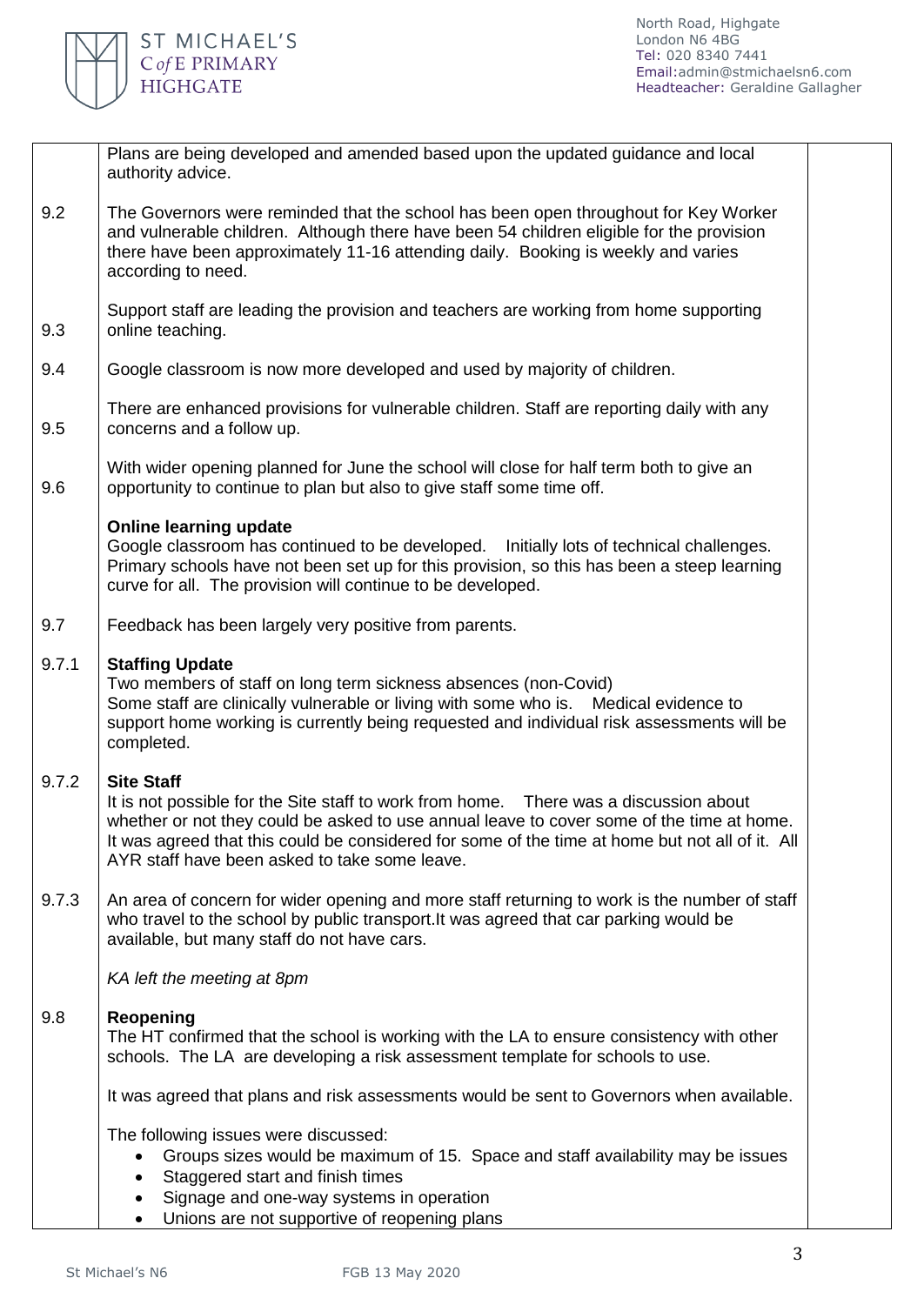| | | |
|---|---|---|
| | Plans are being developed and amended based upon the updated guidance and local authority advice. | |
| 9.2 | The Governors were reminded that the school has been open throughout for Key Worker and vulnerable children. Although there have been 54 children eligible for the provision there have been approximately 11-16 attending daily. Booking is weekly and varies according to need. | |
| 9.3 | Support staff are leading the provision and teachers are working from home supporting online teaching. | |
| 9.4 | Google classroom is now more developed and used by majority of children. | |
| 9.5 | There are enhanced provisions for vulnerable children. Staff are reporting daily with any concerns and a follow up. | |
| 9.6 | With wider opening planned for June the school will close for half term both to give an opportunity to continue to plan but also to give staff some time off. | |
| | **Online learning update**<br>Google classroom has continued to be developed. Initially lots of technical challenges. Primary schools have not been set up for this provision, so this has been a steep learning curve for all. The provision will continue to be developed. | |
| 9.7 | Feedback has been largely very positive from parents. | |
| 9.7.1 | **Staffing Update**<br>Two members of staff on long term sickness absences (non-Covid)<br>Some staff are clinically vulnerable or living with some who is. Medical evidence to support home working is currently being requested and individual risk assessments will be completed. | |
| 9.7.2 | **Site Staff**<br>It is not possible for the Site staff to work from home. There was a discussion about whether or not they could be asked to use annual leave to cover some of the time at home. It was agreed that this could be considered for some of the time at home but not all of it. All AYR staff have been asked to take some leave. | |
| 9.7.3 | An area of concern for wider opening and more staff returning to work is the number of staff who travel to the school by public transport.It was agreed that car parking would be available, but many staff do not have cars.<br><br>*KA left the meeting at 8pm* | |
| 9.8 | **Reopening**<br>The HT confirmed that the school is working with the LA to ensure consistency with other schools. The LA are developing a risk assessment template for schools to use.<br><br>It was agreed that plans and risk assessments would be sent to Governors when available.<br><br>The following issues were discussed:<br>• Groups sizes would be maximum of 15. Space and staff availability may be issues<br>• Staggered start and finish times<br>• Signage and one-way systems in operation<br>• Unions are not supportive of reopening plans | |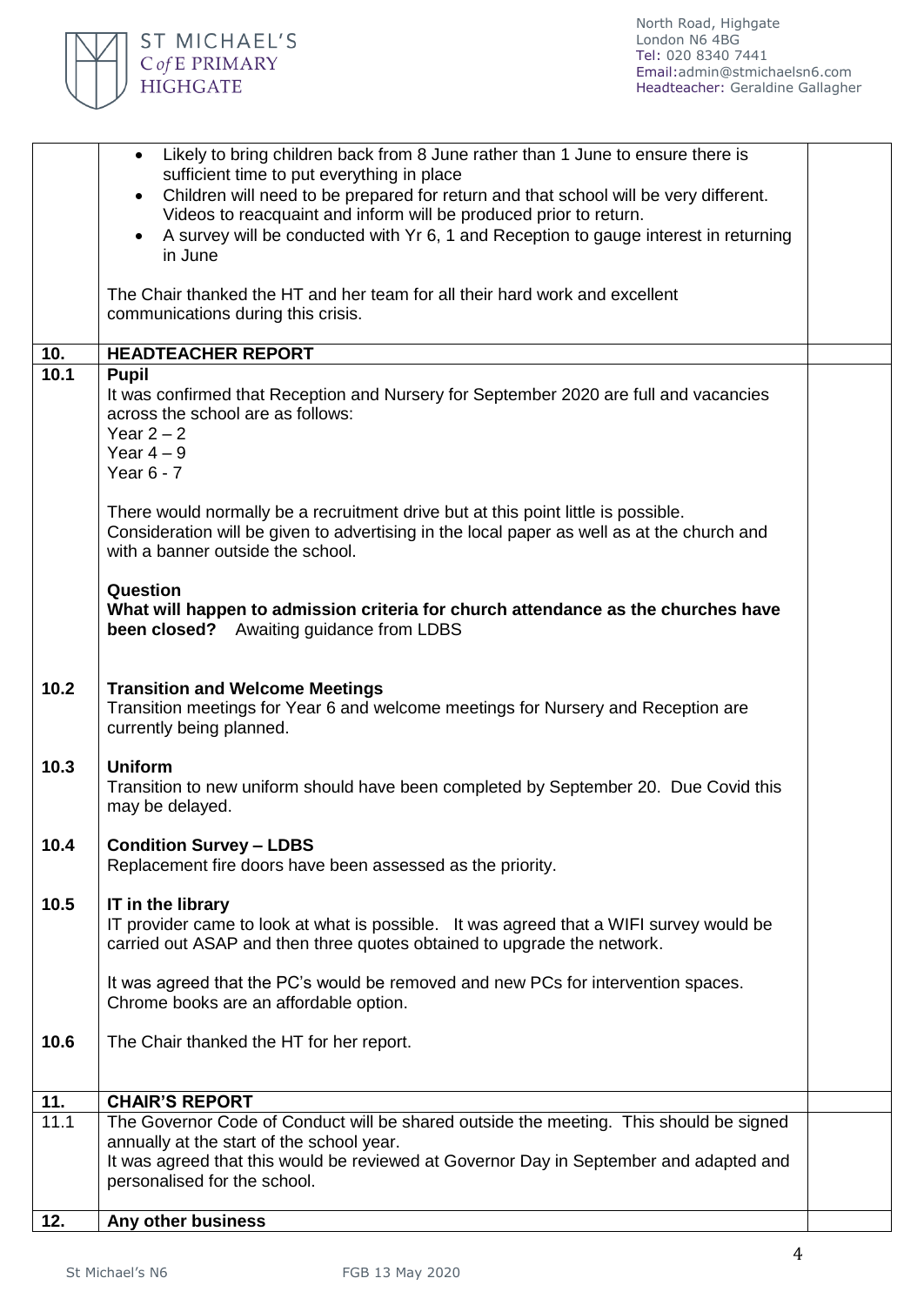| | | |
|---|---|---|
| | • Likely to bring children back from 8 June rather than 1 June to ensure there is sufficient time to put everything in place<br>• Children will need to be prepared for return and that school will be very different. Videos to reacquaint and inform will be produced prior to return.<br>• A survey will be conducted with Yr 6, 1 and Reception to gauge interest in returning in June<br><br>The Chair thanked the HT and her team for all their hard work and excellent communications during this crisis. | |
| **10.** | **HEADTEACHER REPORT** | |
| **10.1** | **Pupil**<br>It was confirmed that Reception and Nursery for September 2020 are full and vacancies across the school are as follows:<br>Year 2 – 2<br>Year 4 – 9<br>Year 6 - 7<br><br>There would normally be a recruitment drive but at this point little is possible. Consideration will be given to advertising in the local paper as well as at the church and with a banner outside the school.<br><br>**Question**<br>**What will happen to admission criteria for church attendance as the churches have been closed?** Awaiting guidance from LDBS | |
| **10.2** | **Transition and Welcome Meetings**<br>Transition meetings for Year 6 and welcome meetings for Nursery and Reception are currently being planned. | |
| **10.3** | **Uniform**<br>Transition to new uniform should have been completed by September 20. Due Covid this may be delayed. | |
| **10.4** | **Condition Survey – LDBS**<br>Replacement fire doors have been assessed as the priority. | |
| **10.5** | **IT in the library**<br>IT provider came to look at what is possible. It was agreed that a WIFI survey would be carried out ASAP and then three quotes obtained to upgrade the network.<br><br>It was agreed that the PC's would be removed and new PCs for intervention spaces. Chrome books are an affordable option. | |
| **10.6** | The Chair thanked the HT for her report. | |
| **11.** | **CHAIR'S REPORT** | |
| 11.1 | The Governor Code of Conduct will be shared outside the meeting. This should be signed annually at the start of the school year.<br>It was agreed that this would be reviewed at Governor Day in September and adapted and personalised for the school. | |
| **12.** | **Any other business** | |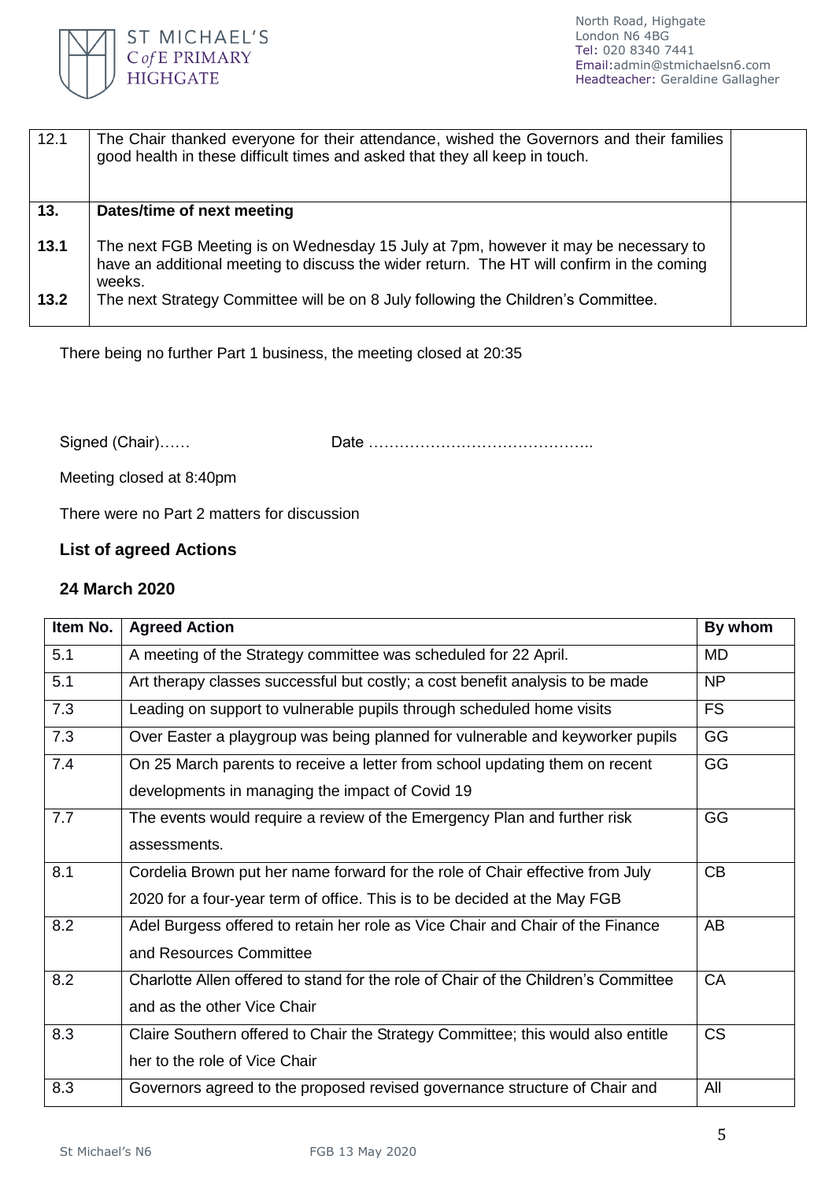| 12.1 | The Chair thanked everyone for their attendance, wished the Governors and their families good health in these difficult times and asked that they all keep in touch. | |
|---|---|---|
| **13.** | **Dates/time of next meeting** | |
| **13.1** | The next FGB Meeting is on Wednesday 15 July at 7pm, however it may be necessary to have an additional meeting to discuss the wider return. The HT will confirm in the coming weeks. | |
| **13.2** | The next Strategy Committee will be on 8 July following the Children's Committee. | |

There being no further Part 1 business, the meeting closed at 20:35

Signed (Chair)…… Date ……………………………………..

Meeting closed at 8:40pm

There were no Part 2 matters for discussion

## List of agreed Actions

## 24 March 2020

| Item No. | Agreed Action | By whom |
|---|---|---|
| 5.1 | A meeting of the Strategy committee was scheduled for 22 April. | MD |
| 5.1 | Art therapy classes successful but costly; a cost benefit analysis to be made | NP |
| 7.3 | Leading on support to vulnerable pupils through scheduled home visits | FS |
| 7.3 | Over Easter a playgroup was being planned for vulnerable and keyworker pupils | GG |
| 7.4 | On 25 March parents to receive a letter from school updating them on recent developments in managing the impact of Covid 19 | GG |
| 7.7 | The events would require a review of the Emergency Plan and further risk assessments. | GG |
| 8.1 | Cordelia Brown put her name forward for the role of Chair effective from July 2020 for a four-year term of office. This is to be decided at the May FGB | CB |
| 8.2 | Adel Burgess offered to retain her role as Vice Chair and Chair of the Finance and Resources Committee | AB |
| 8.2 | Charlotte Allen offered to stand for the role of Chair of the Children's Committee and as the other Vice Chair | CA |
| 8.3 | Claire Southern offered to Chair the Strategy Committee; this would also entitle her to the role of Vice Chair | CS |
| 8.3 | Governors agreed to the proposed revised governance structure of Chair and | All |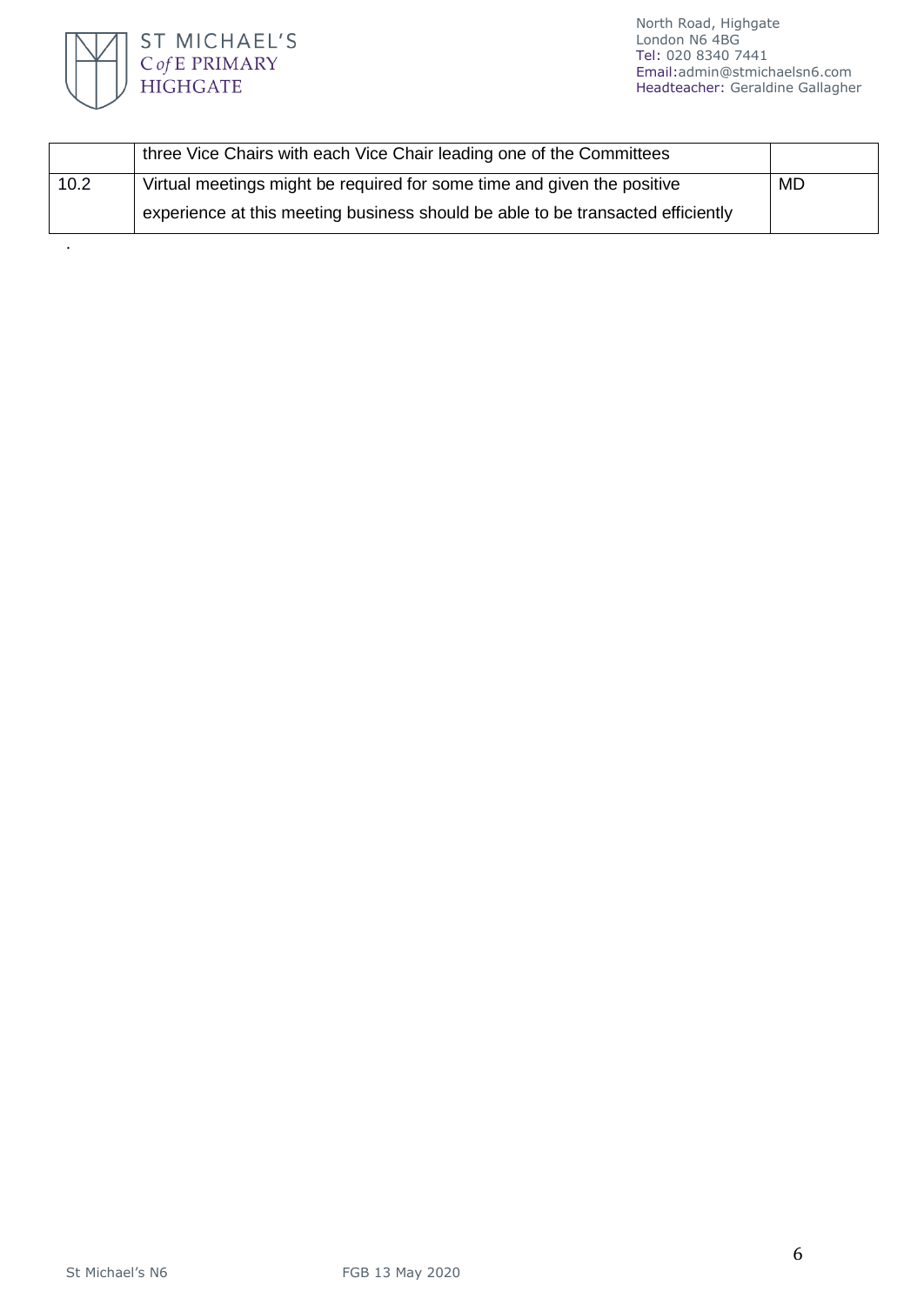| | | |
|---|---|---|
| | three Vice Chairs with each Vice Chair leading one of the Committees | |
| 10.2 | Virtual meetings might be required for some time and given the positive experience at this meeting business should be able to transacted efficiently | MD |

.